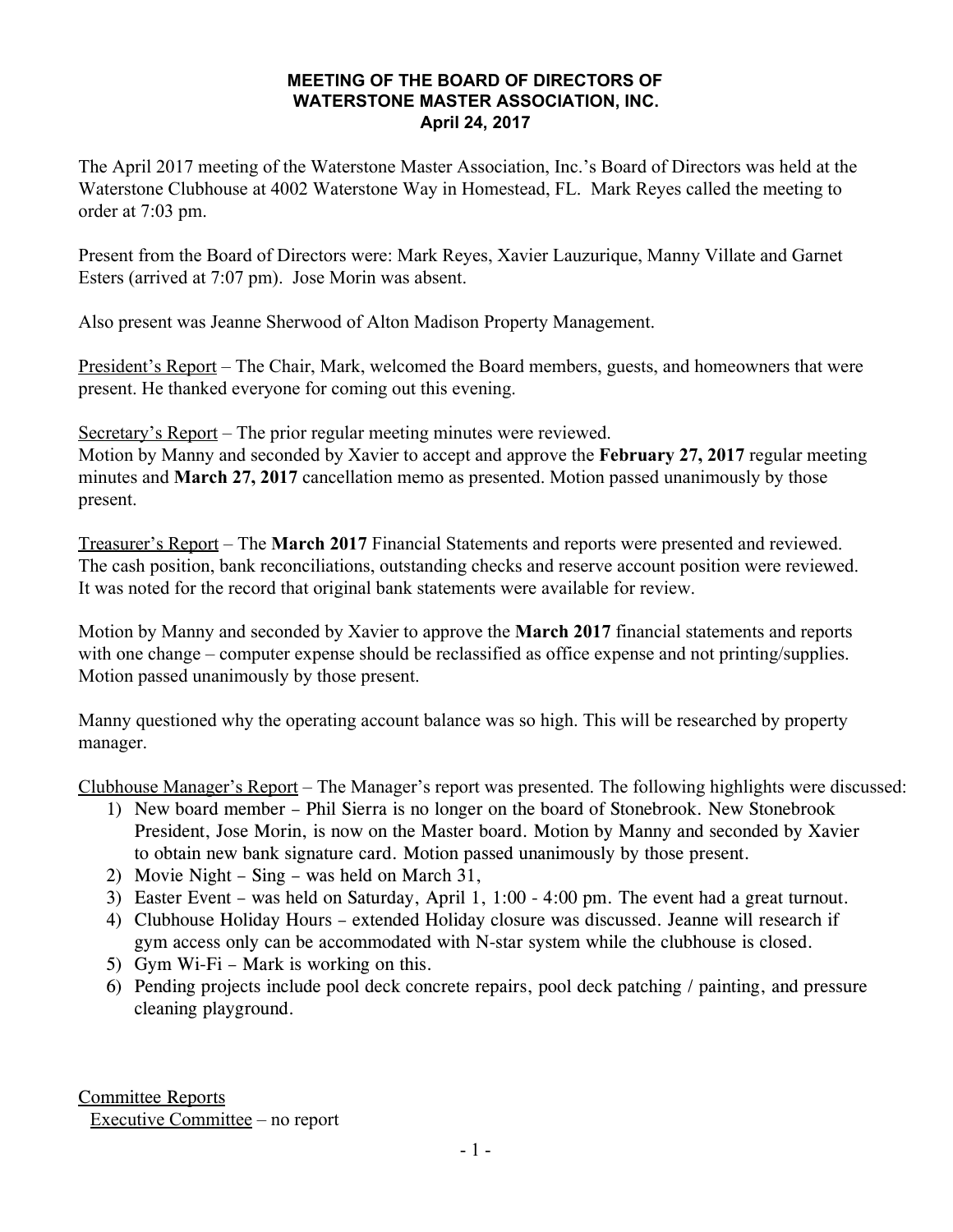**MEETING OF THE BOARD OF DIRECTORS OF WATERSTONE MASTER ASSOCIATION, INC.**
**April 24, 2017**

The April 2017 meeting of the Waterstone Master Association, Inc.'s Board of Directors was held at the Waterstone Clubhouse at 4002 Waterstone Way in Homestead, FL. Mark Reyes called the meeting to order at 7:03 pm.

Present from the Board of Directors were: Mark Reyes, Xavier Lauzurique, Manny Villate and Garnet Esters (arrived at 7:07 pm). Jose Morin was absent.

Also present was Jeanne Sherwood of Alton Madison Property Management.

<u>President's Report</u> – The Chair, Mark, welcomed the Board members, guests, and homeowners that were present. He thanked everyone for coming out this evening.

<u>Secretary's Report</u> – The prior regular meeting minutes were reviewed.
Motion by Manny and seconded by Xavier to accept and approve the **February 27, 2017** regular meeting minutes and **March 27, 2017** cancellation memo as presented. Motion passed unanimously by those present.

<u>Treasurer's Report</u> – The **March 2017** Financial Statements and reports were presented and reviewed. The cash position, bank reconciliations, outstanding checks and reserve account position were reviewed. It was noted for the record that original bank statements were available for review.

Motion by Manny and seconded by Xavier to approve the **March 2017** financial statements and reports with one change – computer expense should be reclassified as office expense and not printing/supplies. Motion passed unanimously by those present.

Manny questioned why the operating account balance was so high. This will be researched by property manager.

<u>Clubhouse Manager's Report</u> – The Manager's report was presented. The following highlights were discussed:

1) New board member – Phil Sierra is no longer on the board of Stonebrook. New Stonebrook President, Jose Morin, is now on the Master board. Motion by Manny and seconded by Xavier to obtain new bank signature card. Motion passed unanimously by those present.
2) Movie Night – Sing – was held on March 31,
3) Easter Event – was held on Saturday, April 1, 1:00 - 4:00 pm. The event had a great turnout.
4) Clubhouse Holiday Hours – extended Holiday closure was discussed. Jeanne will research if gym access only can be accommodated with N-star system while the clubhouse is closed.
5) Gym Wi-Fi – Mark is working on this.
6) Pending projects include pool deck concrete repairs, pool deck patching / painting, and pressure cleaning playground.

<u>Committee Reports</u>

<u>Executive Committee</u> – no report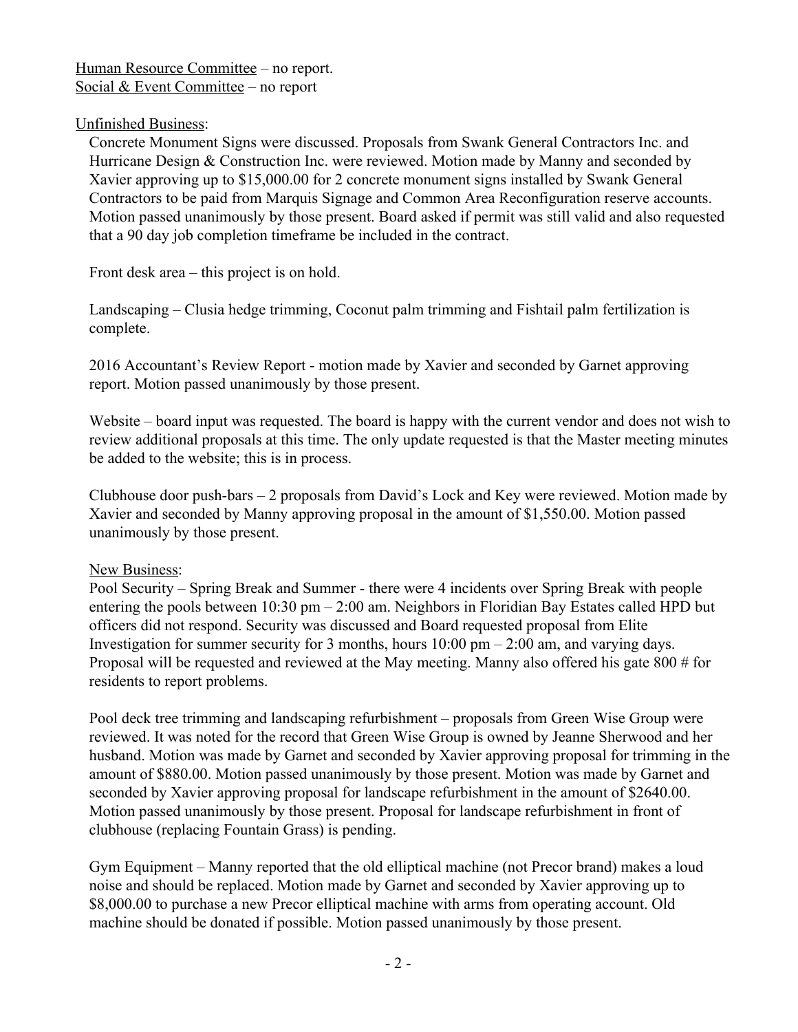Human Resource Committee – no report.
Social & Event Committee – no report

Unfinished Business:

Concrete Monument Signs were discussed. Proposals from Swank General Contractors Inc. and Hurricane Design & Construction Inc. were reviewed. Motion made by Manny and seconded by Xavier approving up to $15,000.00 for 2 concrete monument signs installed by Swank General Contractors to be paid from Marquis Signage and Common Area Reconfiguration reserve accounts. Motion passed unanimously by those present. Board asked if permit was still valid and also requested that a 90 day job completion timeframe be included in the contract.

Front desk area – this project is on hold.

Landscaping – Clusia hedge trimming, Coconut palm trimming and Fishtail palm fertilization is complete.

2016 Accountant's Review Report - motion made by Xavier and seconded by Garnet approving report. Motion passed unanimously by those present.

Website – board input was requested. The board is happy with the current vendor and does not wish to review additional proposals at this time. The only update requested is that the Master meeting minutes be added to the website; this is in process.

Clubhouse door push-bars – 2 proposals from David's Lock and Key were reviewed. Motion made by Xavier and seconded by Manny approving proposal in the amount of $1,550.00. Motion passed unanimously by those present.

New Business:

Pool Security – Spring Break and Summer - there were 4 incidents over Spring Break with people entering the pools between 10:30 pm – 2:00 am. Neighbors in Floridian Bay Estates called HPD but officers did not respond. Security was discussed and Board requested proposal from Elite Investigation for summer security for 3 months, hours 10:00 pm – 2:00 am, and varying days. Proposal will be requested and reviewed at the May meeting. Manny also offered his gate 800 # for residents to report problems.

Pool deck tree trimming and landscaping refurbishment – proposals from Green Wise Group were reviewed. It was noted for the record that Green Wise Group is owned by Jeanne Sherwood and her husband. Motion was made by Garnet and seconded by Xavier approving proposal for trimming in the amount of $880.00. Motion passed unanimously by those present. Motion was made by Garnet and seconded by Xavier approving proposal for landscape refurbishment in the amount of $2640.00. Motion passed unanimously by those present. Proposal for landscape refurbishment in front of clubhouse (replacing Fountain Grass) is pending.

Gym Equipment – Manny reported that the old elliptical machine (not Precor brand) makes a loud noise and should be replaced. Motion made by Garnet and seconded by Xavier approving up to $8,000.00 to purchase a new Precor elliptical machine with arms from operating account. Old machine should be donated if possible. Motion passed unanimously by those present.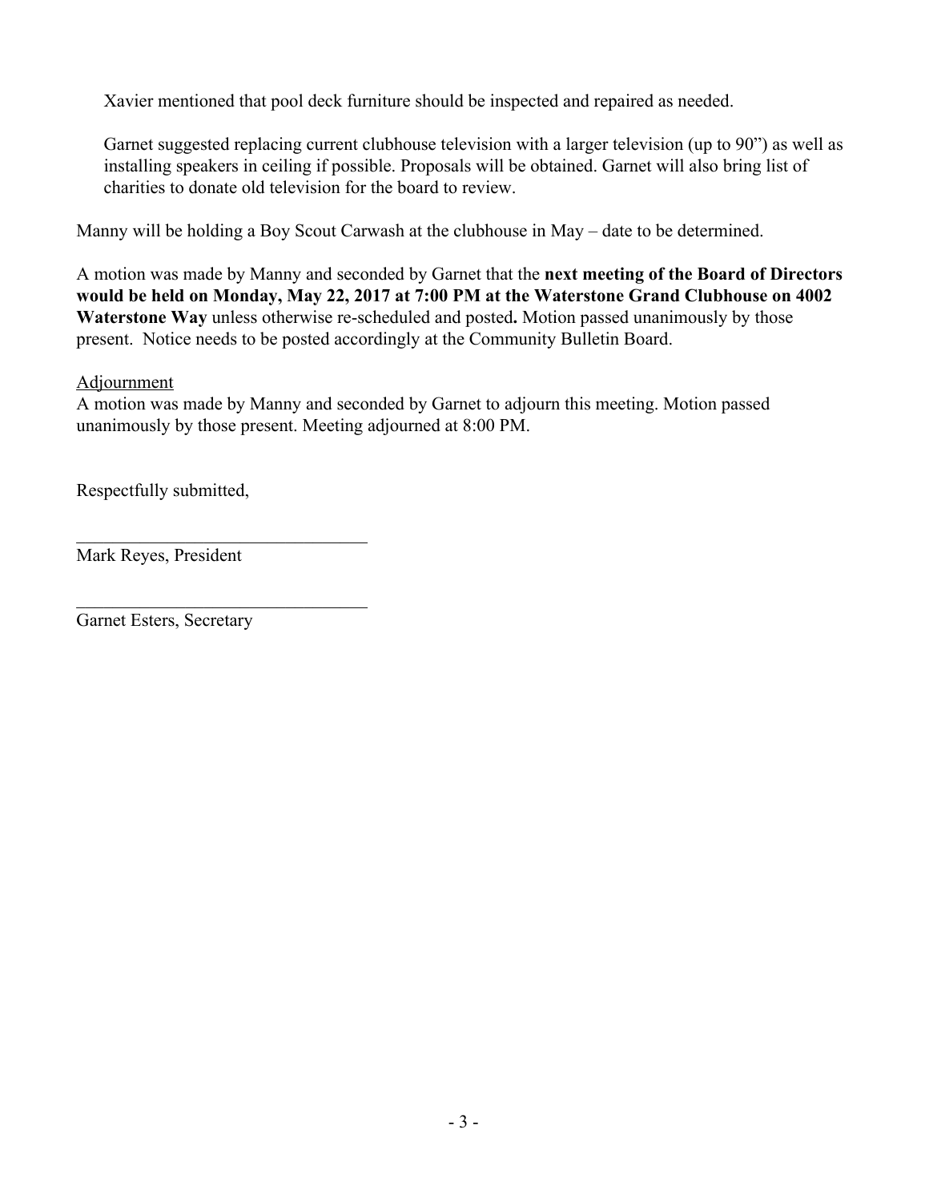Xavier mentioned that pool deck furniture should be inspected and repaired as needed.

Garnet suggested replacing current clubhouse television with a larger television (up to 90") as well as installing speakers in ceiling if possible. Proposals will be obtained. Garnet will also bring list of charities to donate old television for the board to review.

Manny will be holding a Boy Scout Carwash at the clubhouse in May – date to be determined.

A motion was made by Manny and seconded by Garnet that the **next meeting of the Board of Directors would be held on Monday, May 22, 2017 at 7:00 PM at the Waterstone Grand Clubhouse on 4002 Waterstone Way** unless otherwise re-scheduled and posted**.** Motion passed unanimously by those present. Notice needs to be posted accordingly at the Community Bulletin Board.

<u>Adjournment</u>
A motion was made by Manny and seconded by Garnet to adjourn this meeting. Motion passed unanimously by those present. Meeting adjourned at 8:00 PM.

Respectfully submitted,

\_\_\_\_\_\_\_\_\_\_\_\_\_\_\_\_\_\_\_\_\_\_\_\_\_\_\_\_\_\_\_\_\_
Mark Reyes, President

\_\_\_\_\_\_\_\_\_\_\_\_\_\_\_\_\_\_\_\_\_\_\_\_\_\_\_\_\_\_\_\_\_
Garnet Esters, Secretary